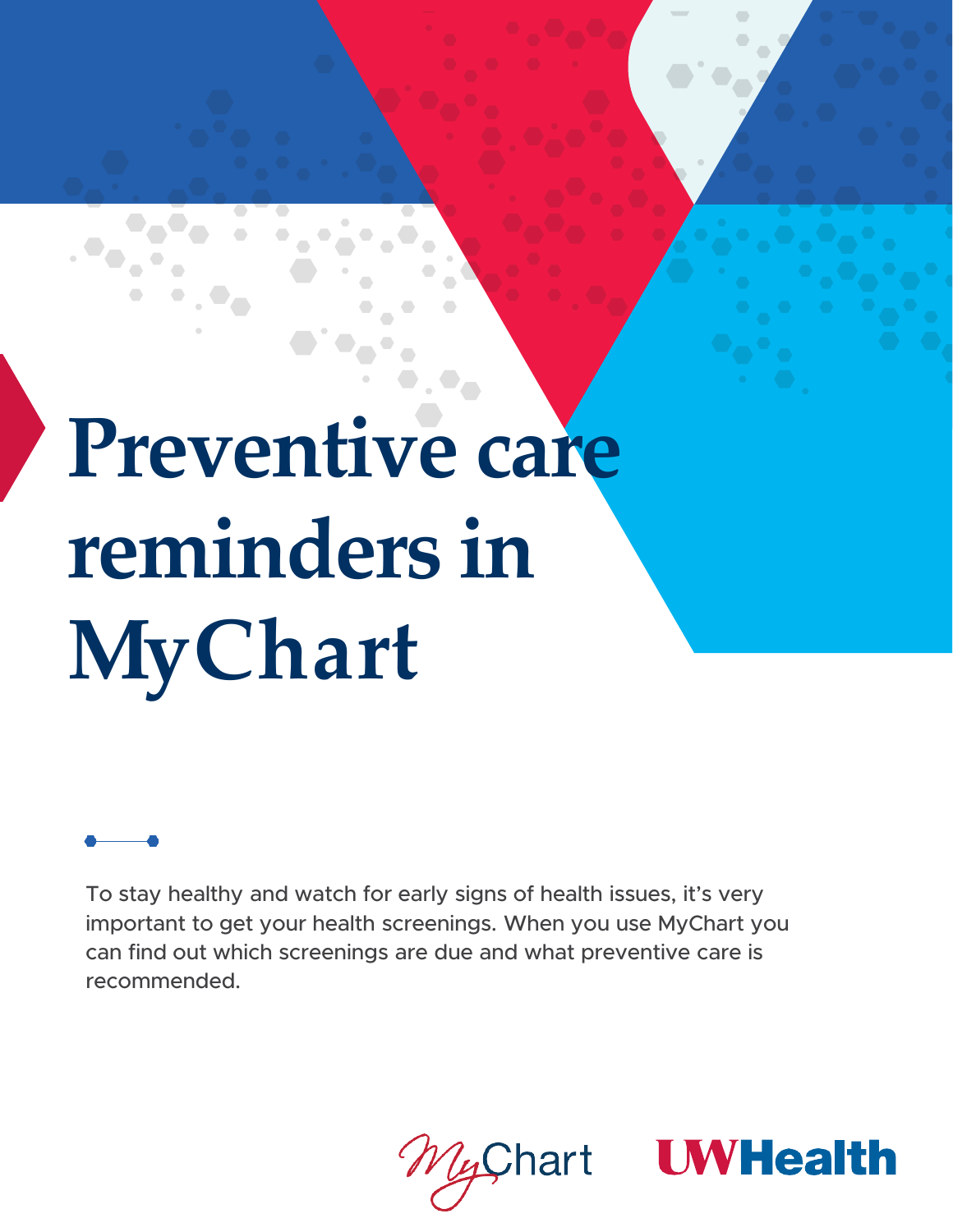# Preventive care reminders in MyChart

To stay healthy and watch for early signs of health issues, it's very important to get your health screenings. When you use MyChart you can find out which screenings are due and what preventive care is recommended.

MyChart UWHealth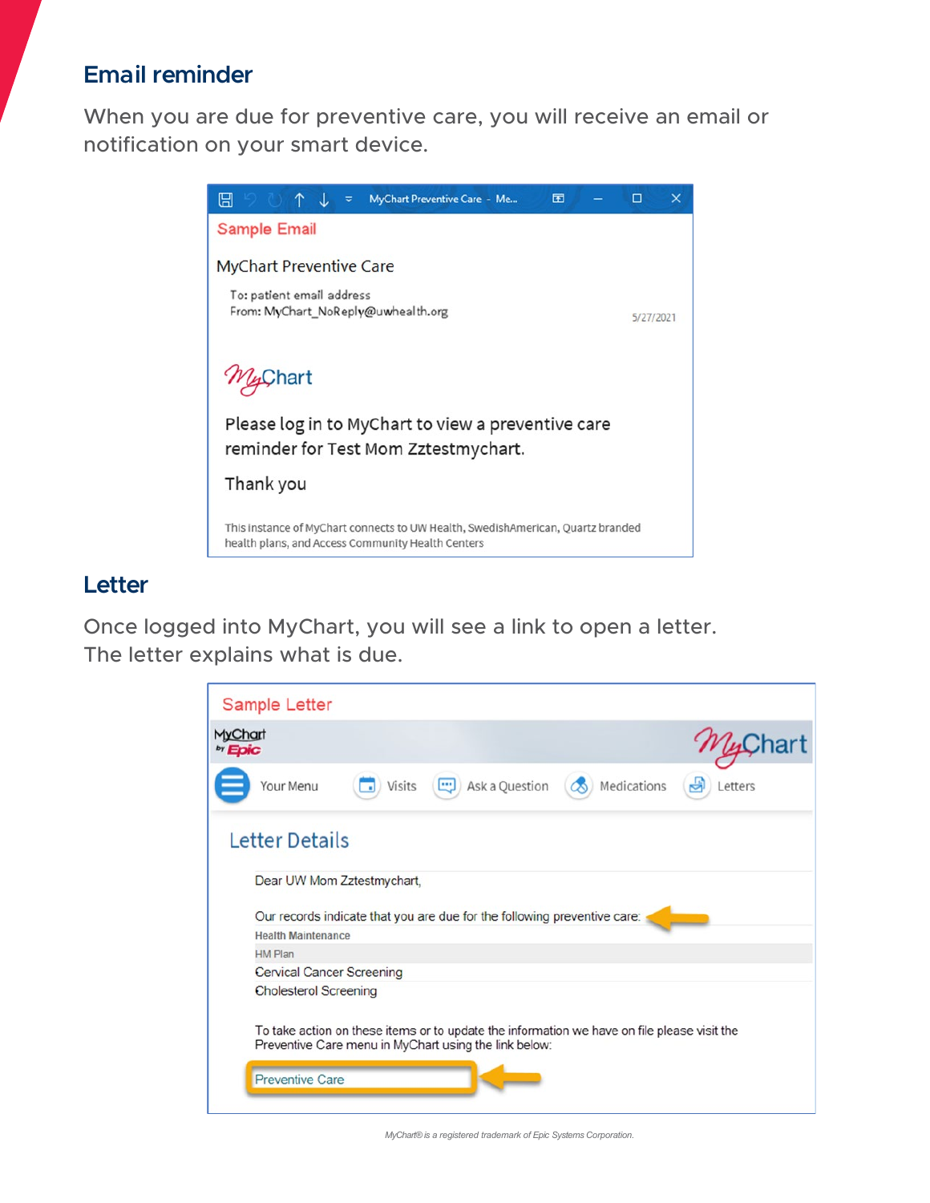## Email reminder

When you are due for preventive care, you will receive an email or notification on your smart device.

Sample Email

MyChart Preventive Care

To: patient email address
From: MyChart_NoReply@uwhealth.org

5/27/2021

MyChart

Please log in to MyChart to view a preventive care reminder for Test Mom Zztestmychart.

Thank you

This instance of MyChart connects to UW Health, SwedishAmerican, Quartz branded health plans, and Access Community Health Centers

## Letter

Once logged into MyChart, you will see a link to open a letter. The letter explains what is due.

Sample Letter

MyChart by Epic

Your Menu | Visits | Ask a Question | Medications | Letters

Letter Details

Dear UW Mom Zztestmychart,

Our records indicate that you are due for the following preventive care:

| Health Maintenance |
|---|
| HM Plan |
| Cervical Cancer Screening |
| Cholesterol Screening |

To take action on these items or to update the information we have on file please visit the Preventive Care menu in MyChart using the link below:

Preventive Care

*MyChart® is a registered trademark of Epic Systems Corporation.*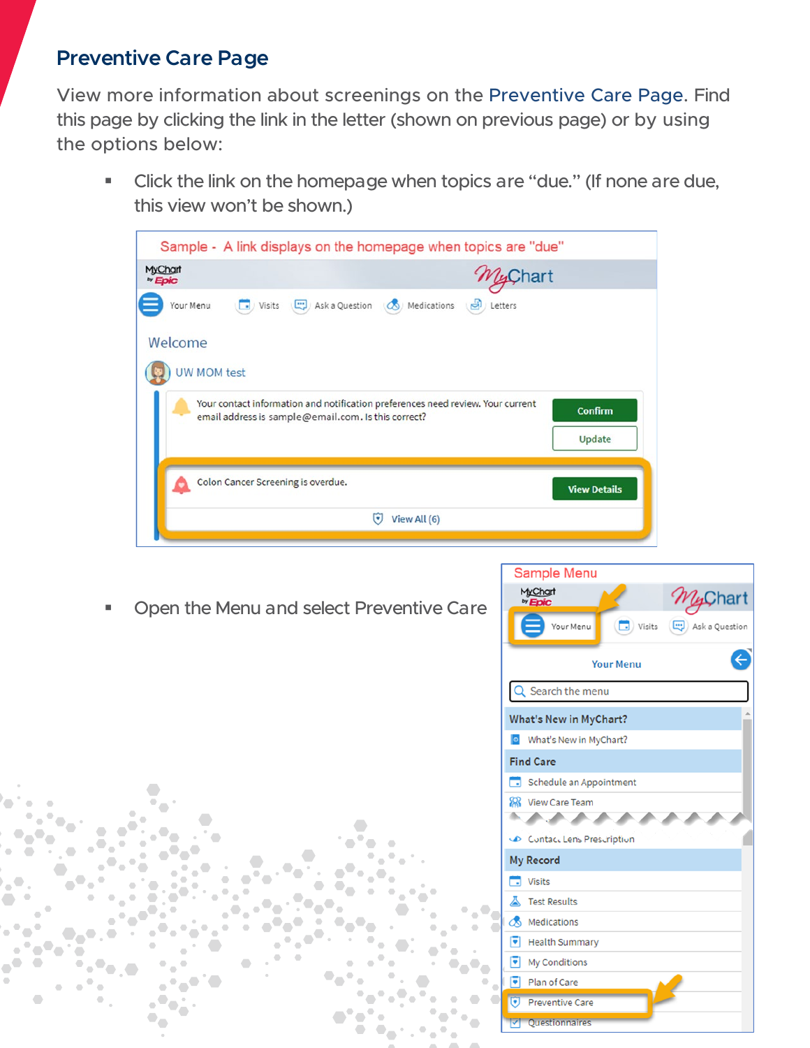## Preventive Care Page

View more information about screenings on the Preventive Care Page. Find this page by clicking the link in the letter (shown on previous page) or by using the options below:

- Click the link on the homepage when topics are "due." (If none are due, this view won't be shown.)

Sample - A link displays on the homepage when topics are "due"

- Open the Menu and select Preventive Care

Sample Menu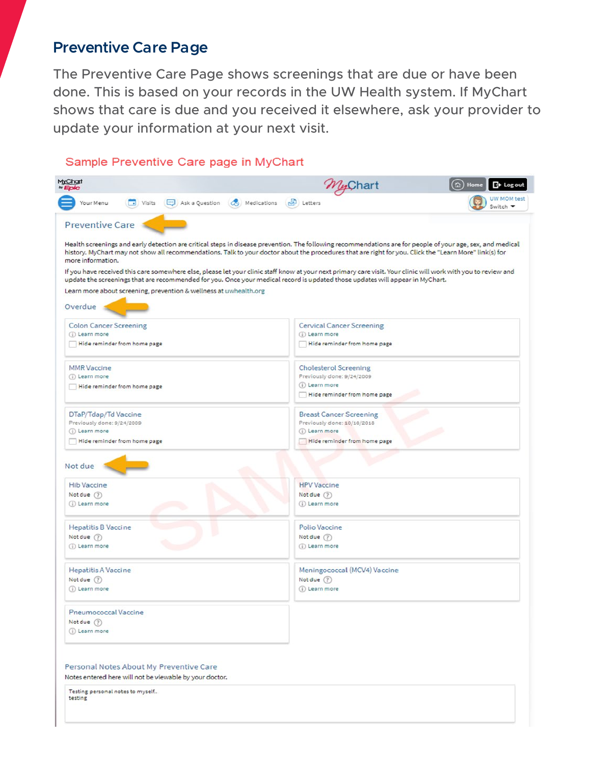## Preventive Care Page

The Preventive Care Page shows screenings that are due or have been done. This is based on your records in the UW Health system. If MyChart shows that care is due and you received it elsewhere, ask your provider to update your information at your next visit.

Sample Preventive Care page in MyChart

MyChart by Epic | MyChart | Home | Log out

Your Menu | Visits | Ask a Question | Medications | Letters | UW MOM test Switch

Preventive Care

Health screenings and early detection are critical steps in disease prevention. The following recommendations are for people of your age, sex, and medical history. MyChart may not show all recommendations. Talk to your doctor about the procedures that are right for you. Click the "Learn More" link(s) for more information.

If you have received this care somewhere else, please let your clinic staff know at your next primary care visit. Your clinic will work with you to review and update the screenings that are recommended for you. Once your medical record is updated those updates will appear in MyChart.

Learn more about screening, prevention & wellness at uwhealth.org

Overdue

- Colon Cancer Screening — Learn more — Hide reminder from home page
- Cervical Cancer Screening — Learn more — Hide reminder from home page
- MMR Vaccine — Learn more — Hide reminder from home page
- Cholesterol Screening — Previously done: 9/24/2009 — Learn more — Hide reminder from home page
- DTaP/Tdap/Td Vaccine — Previously done: 9/24/2009 — Learn more — Hide reminder from home page
- Breast Cancer Screening — Previously done: 10/16/2018 — Learn more — Hide reminder from home page

Not due

- Hib Vaccine — Not due — Learn more
- HPV Vaccine — Not due — Learn more
- Hepatitis B Vaccine — Not due — Learn more
- Polio Vaccine — Not due — Learn more
- Hepatitis A Vaccine — Not due — Learn more
- Meningococcal (MCV4) Vaccine — Not due — Learn more
- Pneumococcal Vaccine — Not due — Learn more

Personal Notes About My Preventive Care

Notes entered here will not be viewable by your doctor.

Testing personal notes to myself..
testing